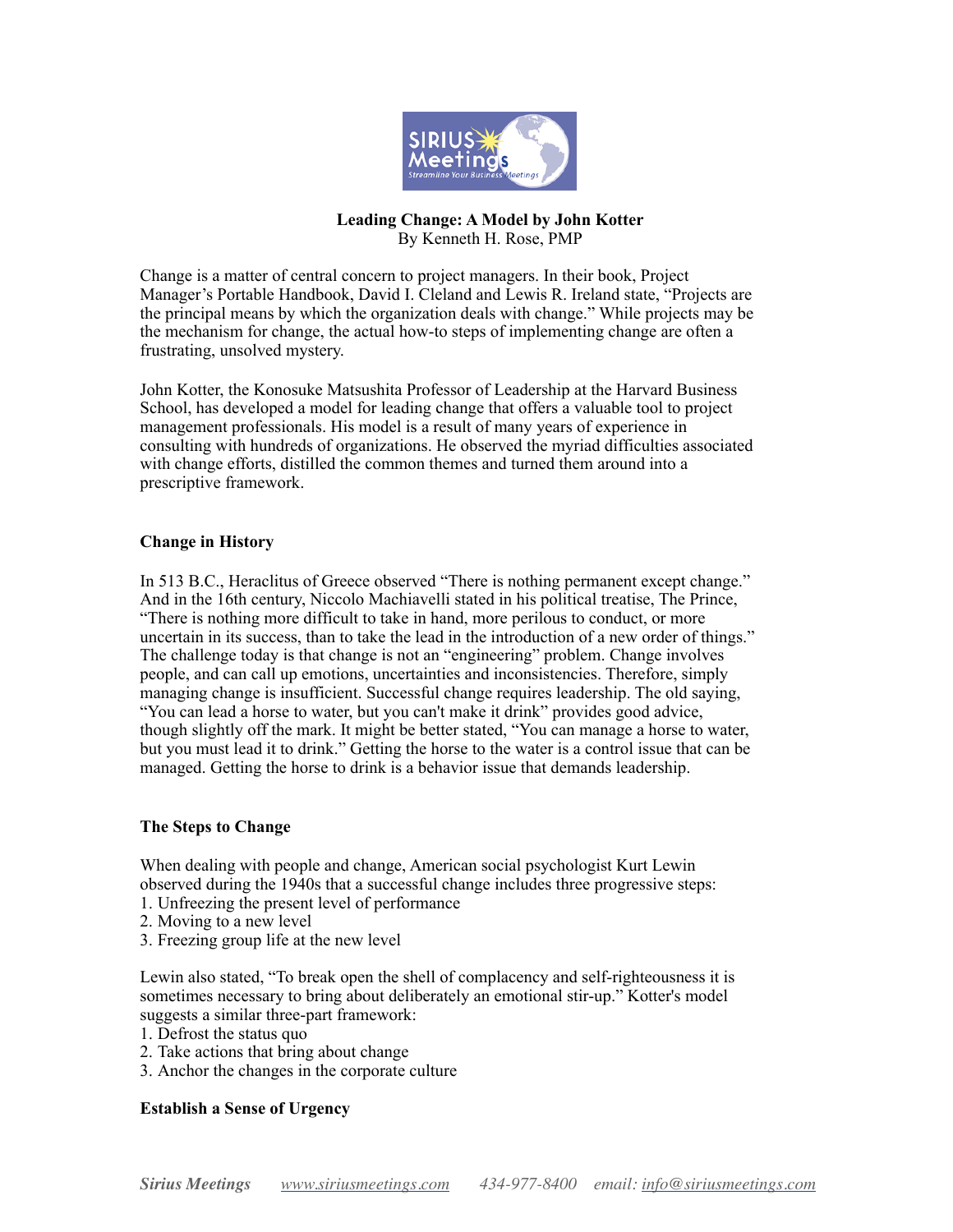# Leading Change: A Model by John Kotter

By Kenneth H. Rose, PMP

Change is a matter of central concern to project managers. In their book, Project Manager's Portable Handbook, David I. Cleland and Lewis R. Ireland state, "Projects are the principal means by which the organization deals with change." While projects may be the mechanism for change, the actual how-to steps of implementing change are often a frustrating, unsolved mystery.

John Kotter, the Konosuke Matsushita Professor of Leadership at the Harvard Business School, has developed a model for leading change that offers a valuable tool to project management professionals. His model is a result of many years of experience in consulting with hundreds of organizations. He observed the myriad difficulties associated with change efforts, distilled the common themes and turned them around into a prescriptive framework.

## Change in History

In 513 B.C., Heraclitus of Greece observed "There is nothing permanent except change." And in the 16th century, Niccolo Machiavelli stated in his political treatise, The Prince, "There is nothing more difficult to take in hand, more perilous to conduct, or more uncertain in its success, than to take the lead in the introduction of a new order of things." The challenge today is that change is not an "engineering" problem. Change involves people, and can call up emotions, uncertainties and inconsistencies. Therefore, simply managing change is insufficient. Successful change requires leadership. The old saying, "You can lead a horse to water, but you can't make it drink" provides good advice, though slightly off the mark. It might be better stated, "You can manage a horse to water, but you must lead it to drink." Getting the horse to the water is a control issue that can be managed. Getting the horse to drink is a behavior issue that demands leadership.

## The Steps to Change

When dealing with people and change, American social psychologist Kurt Lewin observed during the 1940s that a successful change includes three progressive steps:

1. Unfreezing the present level of performance
2. Moving to a new level
3. Freezing group life at the new level

Lewin also stated, "To break open the shell of complacency and self-righteousness it is sometimes necessary to bring about deliberately an emotional stir-up." Kotter's model suggests a similar three-part framework:

1. Defrost the status quo
2. Take actions that bring about change
3. Anchor the changes in the corporate culture

## Establish a Sense of Urgency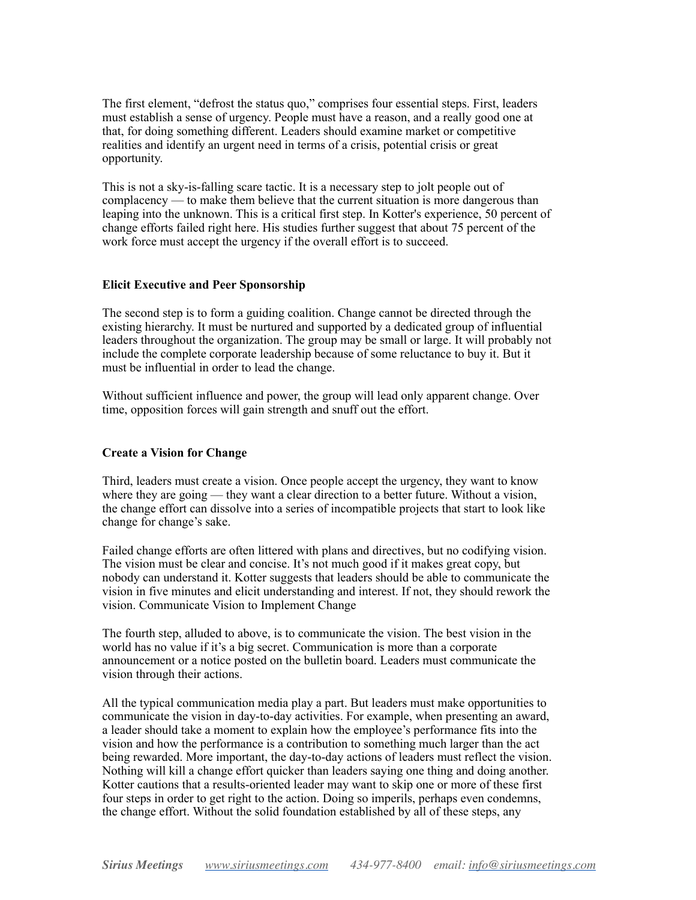The first element, "defrost the status quo," comprises four essential steps. First, leaders must establish a sense of urgency. People must have a reason, and a really good one at that, for doing something different. Leaders should examine market or competitive realities and identify an urgent need in terms of a crisis, potential crisis or great opportunity.

This is not a sky-is-falling scare tactic. It is a necessary step to jolt people out of complacency — to make them believe that the current situation is more dangerous than leaping into the unknown. This is a critical first step. In Kotter's experience, 50 percent of change efforts failed right here. His studies further suggest that about 75 percent of the work force must accept the urgency if the overall effort is to succeed.

### Elicit Executive and Peer Sponsorship

The second step is to form a guiding coalition. Change cannot be directed through the existing hierarchy. It must be nurtured and supported by a dedicated group of influential leaders throughout the organization. The group may be small or large. It will probably not include the complete corporate leadership because of some reluctance to buy it. But it must be influential in order to lead the change.

Without sufficient influence and power, the group will lead only apparent change. Over time, opposition forces will gain strength and snuff out the effort.

### Create a Vision for Change

Third, leaders must create a vision. Once people accept the urgency, they want to know where they are going — they want a clear direction to a better future. Without a vision, the change effort can dissolve into a series of incompatible projects that start to look like change for change's sake.

Failed change efforts are often littered with plans and directives, but no codifying vision. The vision must be clear and concise. It's not much good if it makes great copy, but nobody can understand it. Kotter suggests that leaders should be able to communicate the vision in five minutes and elicit understanding and interest. If not, they should rework the vision. Communicate Vision to Implement Change

The fourth step, alluded to above, is to communicate the vision. The best vision in the world has no value if it's a big secret. Communication is more than a corporate announcement or a notice posted on the bulletin board. Leaders must communicate the vision through their actions.

All the typical communication media play a part. But leaders must make opportunities to communicate the vision in day-to-day activities. For example, when presenting an award, a leader should take a moment to explain how the employee's performance fits into the vision and how the performance is a contribution to something much larger than the act being rewarded. More important, the day-to-day actions of leaders must reflect the vision. Nothing will kill a change effort quicker than leaders saying one thing and doing another. Kotter cautions that a results-oriented leader may want to skip one or more of these first four steps in order to get right to the action. Doing so imperils, perhaps even condemns, the change effort. Without the solid foundation established by all of these steps, any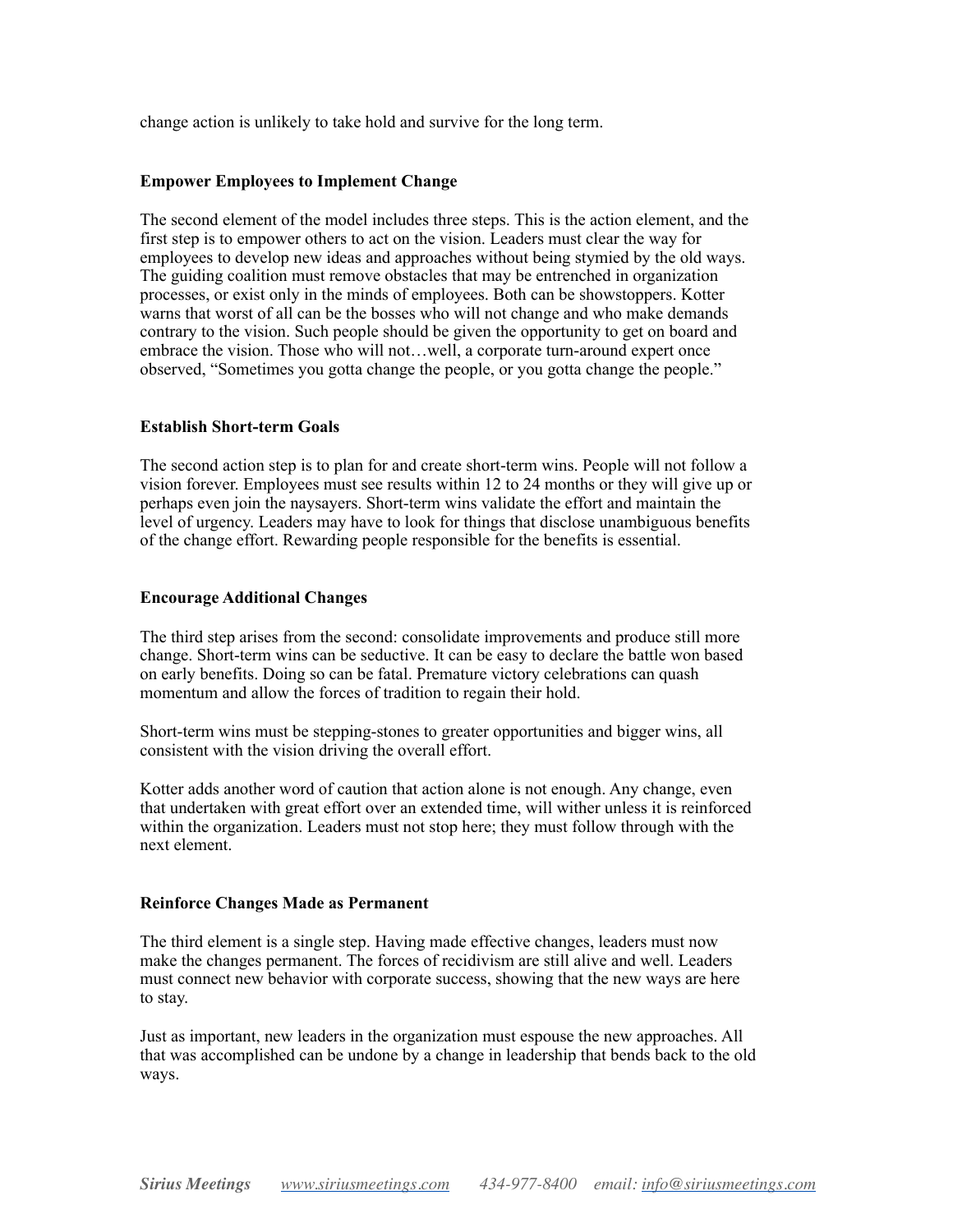change action is unlikely to take hold and survive for the long term.

### Empower Employees to Implement Change

The second element of the model includes three steps. This is the action element, and the first step is to empower others to act on the vision. Leaders must clear the way for employees to develop new ideas and approaches without being stymied by the old ways. The guiding coalition must remove obstacles that may be entrenched in organization processes, or exist only in the minds of employees. Both can be showstoppers. Kotter warns that worst of all can be the bosses who will not change and who make demands contrary to the vision. Such people should be given the opportunity to get on board and embrace the vision. Those who will not…well, a corporate turn-around expert once observed, "Sometimes you gotta change the people, or you gotta change the people."

### Establish Short-term Goals

The second action step is to plan for and create short-term wins. People will not follow a vision forever. Employees must see results within 12 to 24 months or they will give up or perhaps even join the naysayers. Short-term wins validate the effort and maintain the level of urgency. Leaders may have to look for things that disclose unambiguous benefits of the change effort. Rewarding people responsible for the benefits is essential.

### Encourage Additional Changes

The third step arises from the second: consolidate improvements and produce still more change. Short-term wins can be seductive. It can be easy to declare the battle won based on early benefits. Doing so can be fatal. Premature victory celebrations can quash momentum and allow the forces of tradition to regain their hold.

Short-term wins must be stepping-stones to greater opportunities and bigger wins, all consistent with the vision driving the overall effort.

Kotter adds another word of caution that action alone is not enough. Any change, even that undertaken with great effort over an extended time, will wither unless it is reinforced within the organization. Leaders must not stop here; they must follow through with the next element.

### Reinforce Changes Made as Permanent

The third element is a single step. Having made effective changes, leaders must now make the changes permanent. The forces of recidivism are still alive and well. Leaders must connect new behavior with corporate success, showing that the new ways are here to stay.

Just as important, new leaders in the organization must espouse the new approaches. All that was accomplished can be undone by a change in leadership that bends back to the old ways.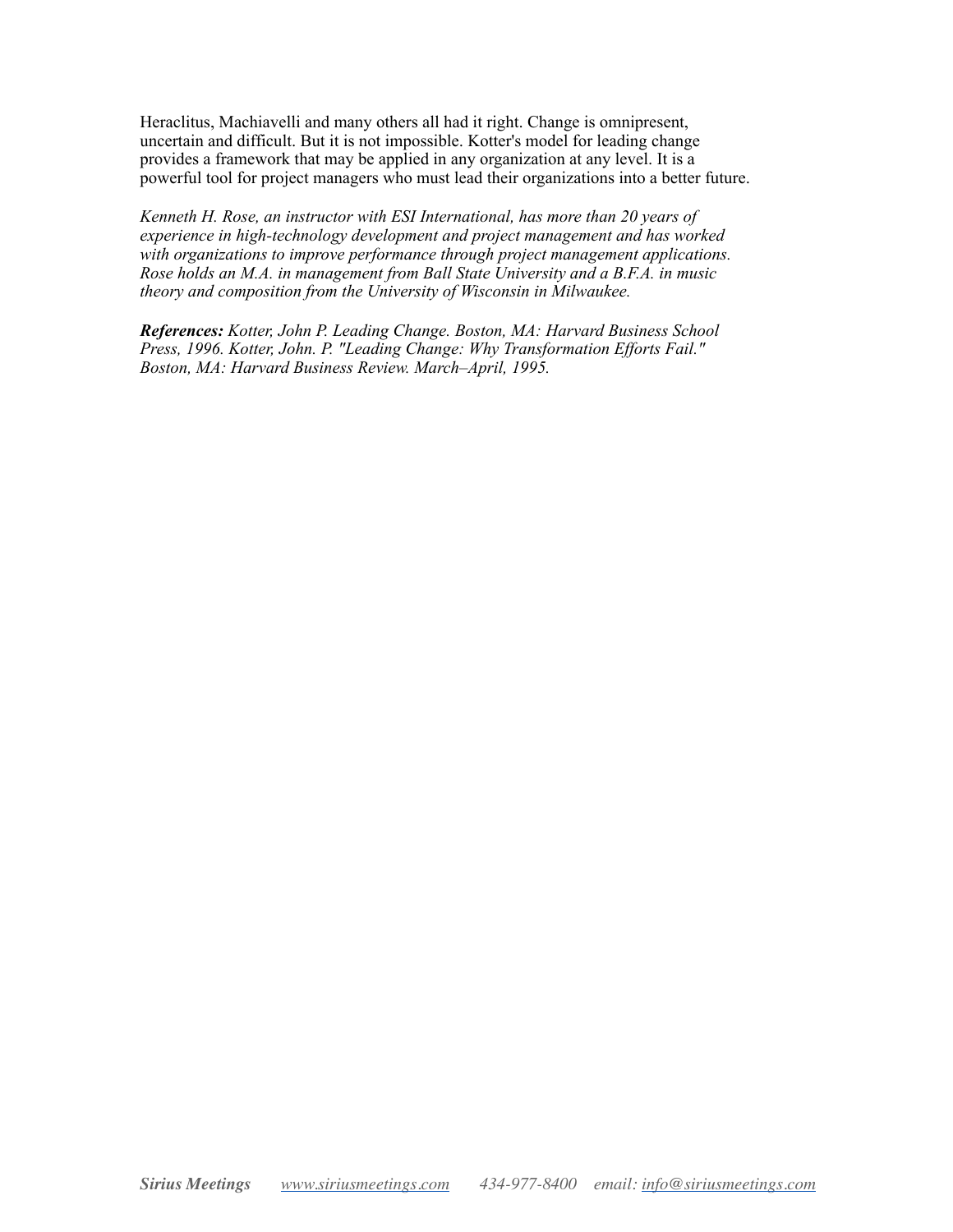Heraclitus, Machiavelli and many others all had it right. Change is omnipresent, uncertain and difficult. But it is not impossible. Kotter's model for leading change provides a framework that may be applied in any organization at any level. It is a powerful tool for project managers who must lead their organizations into a better future.

*Kenneth H. Rose, an instructor with ESI International, has more than 20 years of experience in high-technology development and project management and has worked with organizations to improve performance through project management applications. Rose holds an M.A. in management from Ball State University and a B.F.A. in music theory and composition from the University of Wisconsin in Milwaukee.*

***References:*** *Kotter, John P. Leading Change. Boston, MA: Harvard Business School Press, 1996. Kotter, John. P. "Leading Change: Why Transformation Efforts Fail." Boston, MA: Harvard Business Review. March–April, 1995.*